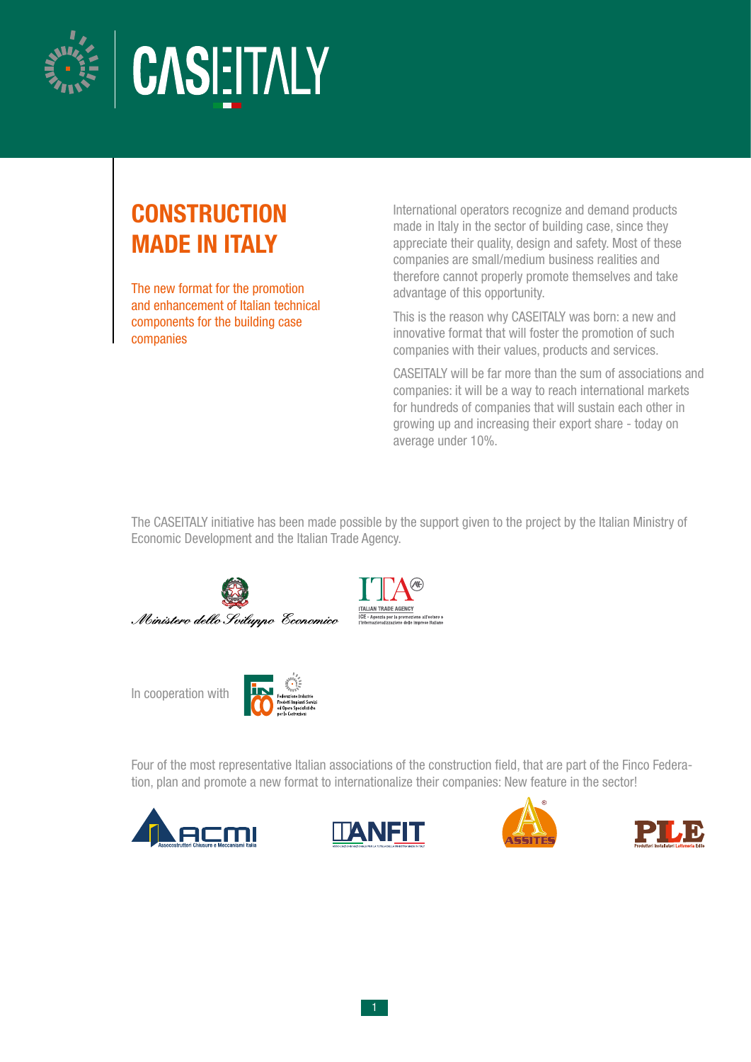# CASEITALY

## CONSTRUCTION MADE IN ITALY

The new format for the promotion and enhancement of Italian technical components for the building case companies

International operators recognize and demand products made in Italy in the sector of building case, since they appreciate their quality, design and safety. Most of these companies are small/medium business realities and therefore cannot properly promote themselves and take advantage of this opportunity.

This is the reason why CASEITALY was born: a new and innovative format that will foster the promotion of such companies with their values, products and services.

CASEITALY will be far more than the sum of associations and companies: it will be a way to reach international markets for hundreds of companies that will sustain each other in growing up and increasing their export share - today on average under 10%.

The CASEITALY initiative has been made possible by the support given to the project by the Italian Ministry of Economic Development and the Italian Trade Agency.

Ministero dello Sviluppo Economico

ITA – ITALIAN TRADE AGENCY – ICE - Agenzia per la promozione all'estero e l'internazionalizzazione delle imprese italiane

In cooperation with FINCO – Federazione Industrie Prodotti Impianti Servizi ed Opere Specialistiche per le Costruzioni

Four of the most representative Italian associations of the construction field, that are part of the Finco Federation, plan and promote a new format to internationalize their companies: New feature in the sector!

ACMI – Assocostruttori Chiusure e Meccanismi Italia

ANFIT

ASSITES

PILE – Produttori Installatori Lattoneria Edile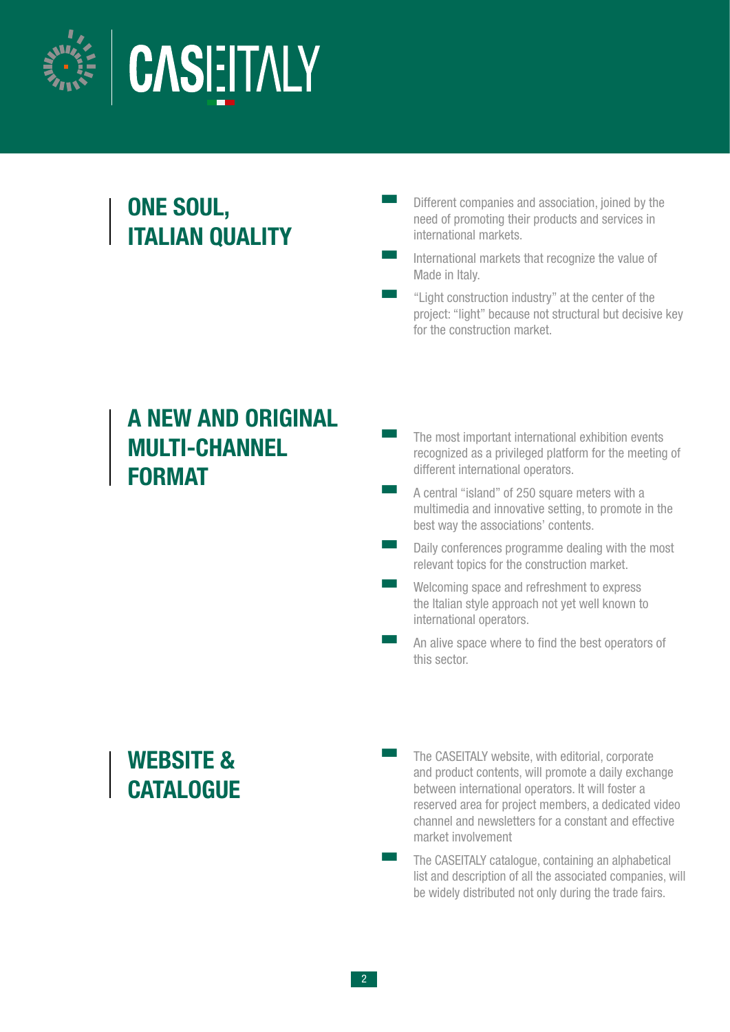# CASEITALY

## ONE SOUL, ITALIAN QUALITY

- Different companies and association, joined by the need of promoting their products and services in international markets.
- International markets that recognize the value of Made in Italy.
- "Light construction industry" at the center of the project: "light" because not structural but decisive key for the construction market.

## A NEW AND ORIGINAL MULTI-CHANNEL FORMAT

- The most important international exhibition events recognized as a privileged platform for the meeting of different international operators.
- A central "island" of 250 square meters with a multimedia and innovative setting, to promote in the best way the associations' contents.
- Daily conferences programme dealing with the most relevant topics for the construction market.
- Welcoming space and refreshment to express the Italian style approach not yet well known to international operators.
- An alive space where to find the best operators of this sector.

## WEBSITE & CATALOGUE

- The CASEITALY website, with editorial, corporate and product contents, will promote a daily exchange between international operators. It will foster a reserved area for project members, a dedicated video channel and newsletters for a constant and effective market involvement
- The CASEITALY catalogue, containing an alphabetical list and description of all the associated companies, will be widely distributed not only during the trade fairs.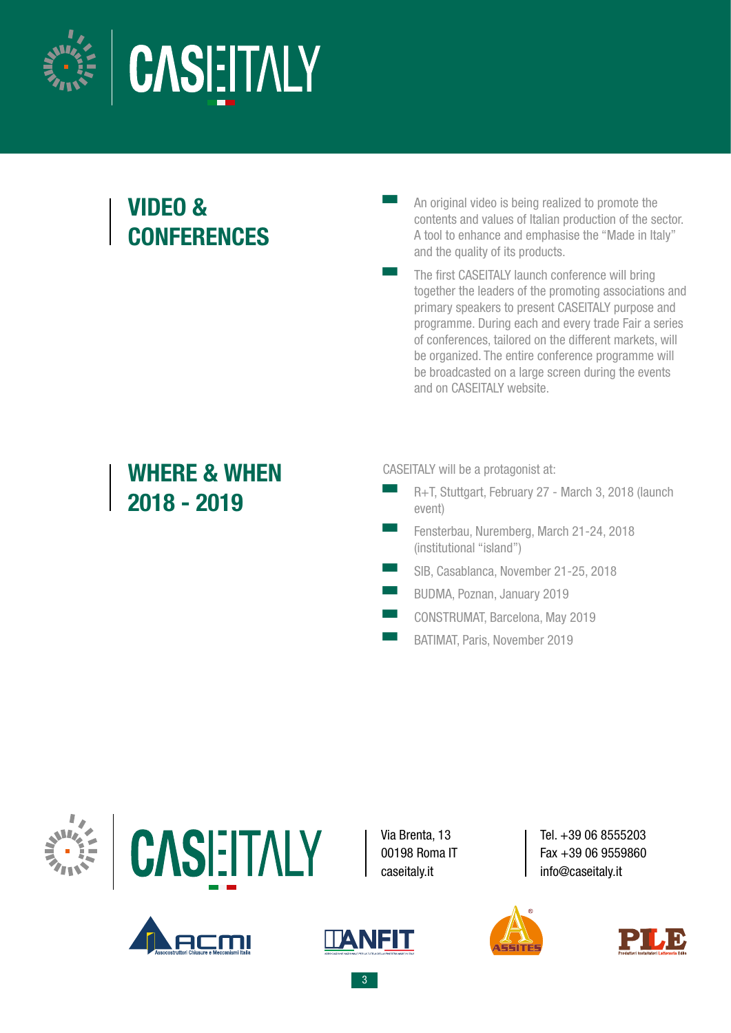## VIDEO & CONFERENCES

- An original video is being realized to promote the contents and values of Italian production of the sector. A tool to enhance and emphasise the “Made in Italy” and the quality of its products.
- The first CASEITALY launch conference will bring together the leaders of the promoting associations and primary speakers to present CASEITALY purpose and programme. During each and every trade Fair a series of conferences, tailored on the different markets, will be organized. The entire conference programme will be broadcasted on a large screen during the events and on CASEITALY website.

## WHERE & WHEN 2018 - 2019

CASEITALY will be a protagonist at:

- R+T, Stuttgart, February 27 - March 3, 2018 (launch event)
- Fensterbau, Nuremberg, March 21-24, 2018 (institutional “island”)
- SIB, Casablanca, November 21-25, 2018
- BUDMA, Poznan, January 2019
- CONSTRUMAT, Barcelona, May 2019
- BATIMAT, Paris, November 2019

CASEITALY

Via Brenta, 13
00198 Roma IT
caseitaly.it

Tel. +39 06 8555203
Fax +39 06 9559860
info@caseitaly.it